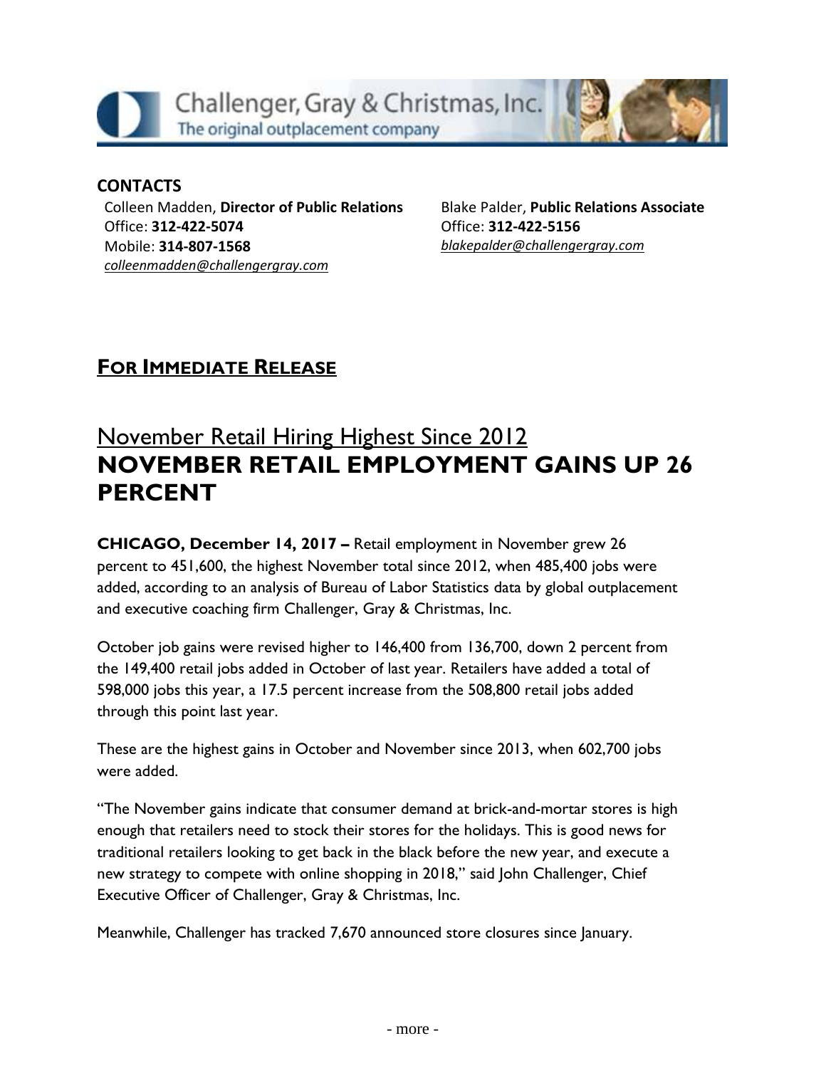Challenger, Gray & Christmas, Inc.
The original outplacement company

**CONTACTS**

Colleen Madden, **Director of Public Relations**
Office: **312-422-5074**
Mobile: **314-807-1568**
*colleenmadden@challengergray.com*

Blake Palder, **Public Relations Associate**
Office: **312-422-5156**
*blakepalder@challengergray.com*

## FOR IMMEDIATE RELEASE

# November Retail Hiring Highest Since 2012
# NOVEMBER RETAIL EMPLOYMENT GAINS UP 26 PERCENT

**CHICAGO, December 14, 2017 –** Retail employment in November grew 26 percent to 451,600, the highest November total since 2012, when 485,400 jobs were added, according to an analysis of Bureau of Labor Statistics data by global outplacement and executive coaching firm Challenger, Gray & Christmas, Inc.

October job gains were revised higher to 146,400 from 136,700, down 2 percent from the 149,400 retail jobs added in October of last year. Retailers have added a total of 598,000 jobs this year, a 17.5 percent increase from the 508,800 retail jobs added through this point last year.

These are the highest gains in October and November since 2013, when 602,700 jobs were added.

"The November gains indicate that consumer demand at brick-and-mortar stores is high enough that retailers need to stock their stores for the holidays. This is good news for traditional retailers looking to get back in the black before the new year, and execute a new strategy to compete with online shopping in 2018," said John Challenger, Chief Executive Officer of Challenger, Gray & Christmas, Inc.

Meanwhile, Challenger has tracked 7,670 announced store closures since January.

- more -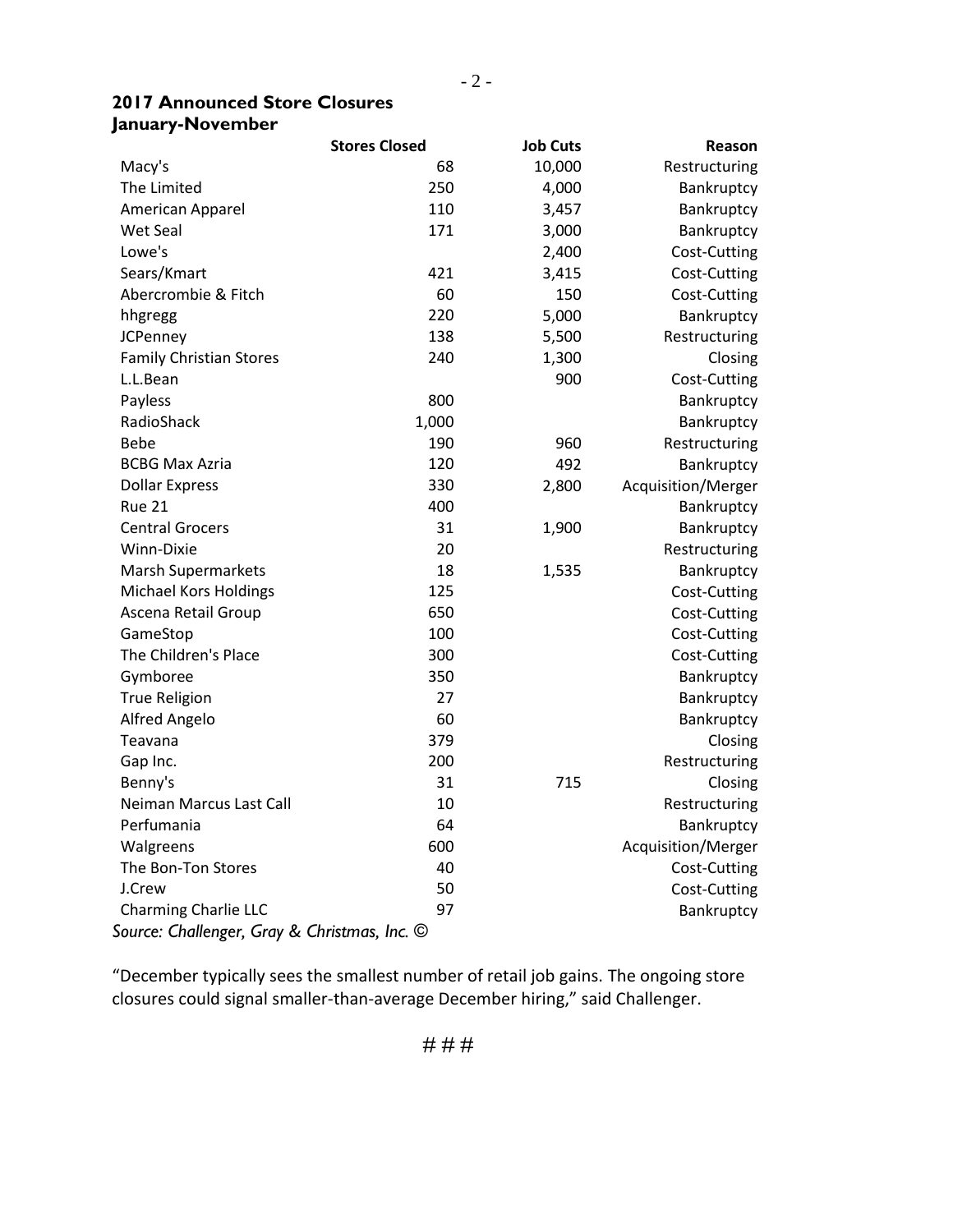**2017 Announced Store Closures**
**January-November**

| | Stores Closed | Job Cuts | Reason |
|---|---|---|---|
| Macy's | 68 | 10,000 | Restructuring |
| The Limited | 250 | 4,000 | Bankruptcy |
| American Apparel | 110 | 3,457 | Bankruptcy |
| Wet Seal | 171 | 3,000 | Bankruptcy |
| Lowe's | | 2,400 | Cost-Cutting |
| Sears/Kmart | 421 | 3,415 | Cost-Cutting |
| Abercrombie & Fitch | 60 | 150 | Cost-Cutting |
| hhgregg | 220 | 5,000 | Bankruptcy |
| JCPenney | 138 | 5,500 | Restructuring |
| Family Christian Stores | 240 | 1,300 | Closing |
| L.L.Bean | | 900 | Cost-Cutting |
| Payless | 800 | | Bankruptcy |
| RadioShack | 1,000 | | Bankruptcy |
| Bebe | 190 | 960 | Restructuring |
| BCBG Max Azria | 120 | 492 | Bankruptcy |
| Dollar Express | 330 | 2,800 | Acquisition/Merger |
| Rue 21 | 400 | | Bankruptcy |
| Central Grocers | 31 | 1,900 | Bankruptcy |
| Winn-Dixie | 20 | | Restructuring |
| Marsh Supermarkets | 18 | 1,535 | Bankruptcy |
| Michael Kors Holdings | 125 | | Cost-Cutting |
| Ascena Retail Group | 650 | | Cost-Cutting |
| GameStop | 100 | | Cost-Cutting |
| The Children's Place | 300 | | Cost-Cutting |
| Gymboree | 350 | | Bankruptcy |
| True Religion | 27 | | Bankruptcy |
| Alfred Angelo | 60 | | Bankruptcy |
| Teavana | 379 | | Closing |
| Gap Inc. | 200 | | Restructuring |
| Benny's | 31 | 715 | Closing |
| Neiman Marcus Last Call | 10 | | Restructuring |
| Perfumania | 64 | | Bankruptcy |
| Walgreens | 600 | | Acquisition/Merger |
| The Bon-Ton Stores | 40 | | Cost-Cutting |
| J.Crew | 50 | | Cost-Cutting |
| Charming Charlie LLC | 97 | | Bankruptcy |

*Source: Challenger, Gray & Christmas, Inc. ©*

"December typically sees the smallest number of retail job gains. The ongoing store closures could signal smaller-than-average December hiring," said Challenger.

# # #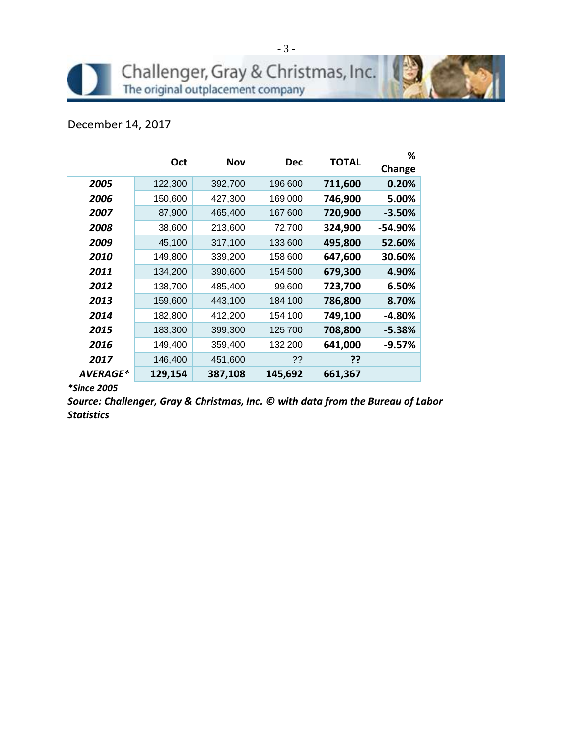Challenger, Gray & Christmas, Inc.
The original outplacement company

December 14, 2017

| | Oct | Nov | Dec | TOTAL | % Change |
|---|---|---|---|---|---|
| ***2005*** | 122,300 | 392,700 | 196,600 | **711,600** | **0.20%** |
| ***2006*** | 150,600 | 427,300 | 169,000 | **746,900** | **5.00%** |
| ***2007*** | 87,900 | 465,400 | 167,600 | **720,900** | **-3.50%** |
| ***2008*** | 38,600 | 213,600 | 72,700 | **324,900** | **-54.90%** |
| ***2009*** | 45,100 | 317,100 | 133,600 | **495,800** | **52.60%** |
| ***2010*** | 149,800 | 339,200 | 158,600 | **647,600** | **30.60%** |
| ***2011*** | 134,200 | 390,600 | 154,500 | **679,300** | **4.90%** |
| ***2012*** | 138,700 | 485,400 | 99,600 | **723,700** | **6.50%** |
| ***2013*** | 159,600 | 443,100 | 184,100 | **786,800** | **8.70%** |
| ***2014*** | 182,800 | 412,200 | 154,100 | **749,100** | **-4.80%** |
| ***2015*** | 183,300 | 399,300 | 125,700 | **708,800** | **-5.38%** |
| ***2016*** | 149,400 | 359,400 | 132,200 | **641,000** | **-9.57%** |
| ***2017*** | 146,400 | 451,600 | ?? | **??** | |
| ***AVERAGE**** | **129,154** | **387,108** | **145,692** | **661,367** | |

***Since 2005***

***Source: Challenger, Gray & Christmas, Inc. © with data from the Bureau of Labor Statistics***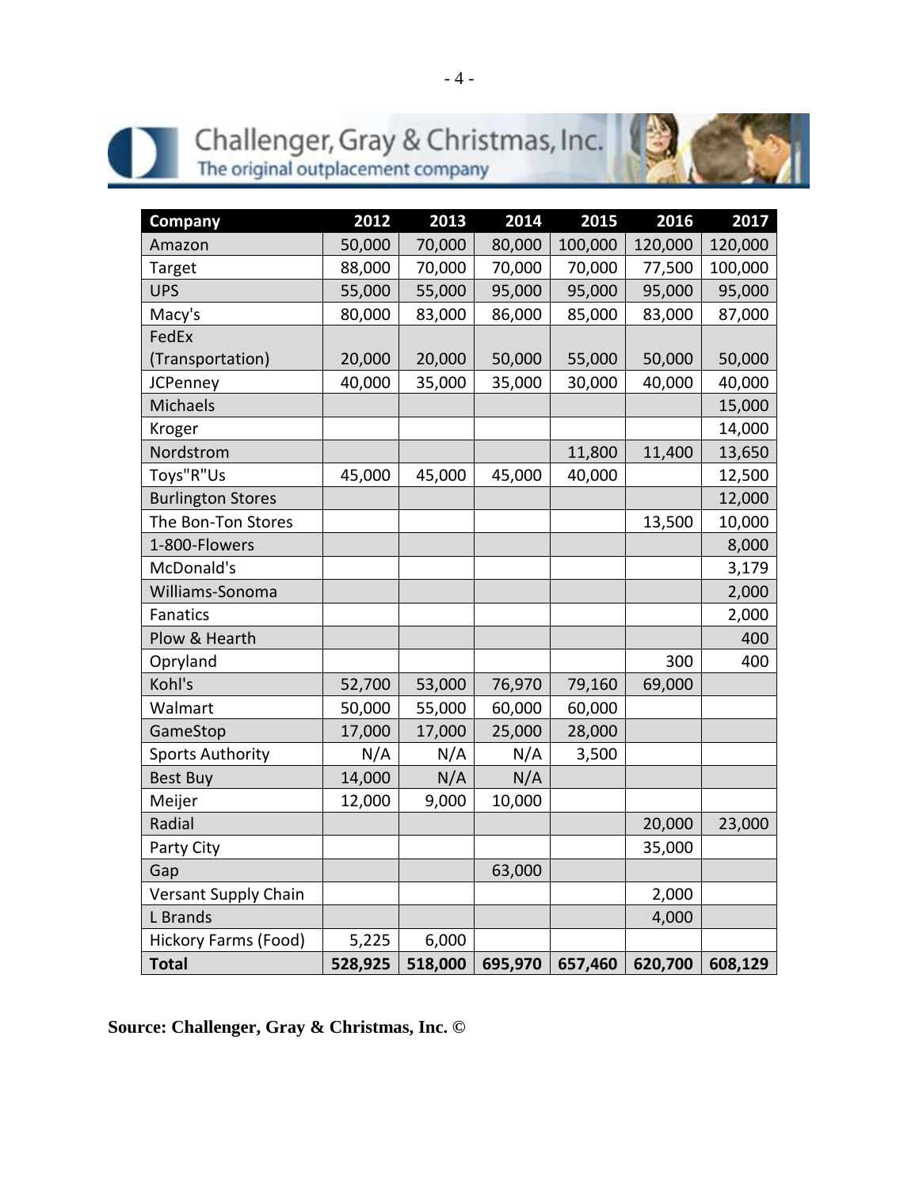**Challenger, Gray & Christmas, Inc.**
The original outplacement company

| Company | 2012 | 2013 | 2014 | 2015 | 2016 | 2017 |
|---|---|---|---|---|---|---|
| Amazon | 50,000 | 70,000 | 80,000 | 100,000 | 120,000 | 120,000 |
| Target | 88,000 | 70,000 | 70,000 | 70,000 | 77,500 | 100,000 |
| UPS | 55,000 | 55,000 | 95,000 | 95,000 | 95,000 | 95,000 |
| Macy's | 80,000 | 83,000 | 86,000 | 85,000 | 83,000 | 87,000 |
| FedEx (Transportation) | 20,000 | 20,000 | 50,000 | 55,000 | 50,000 | 50,000 |
| JCPenney | 40,000 | 35,000 | 35,000 | 30,000 | 40,000 | 40,000 |
| Michaels | | | | | | 15,000 |
| Kroger | | | | | | 14,000 |
| Nordstrom | | | | 11,800 | 11,400 | 13,650 |
| Toys"R"Us | 45,000 | 45,000 | 45,000 | 40,000 | | 12,500 |
| Burlington Stores | | | | | | 12,000 |
| The Bon-Ton Stores | | | | | 13,500 | 10,000 |
| 1-800-Flowers | | | | | | 8,000 |
| McDonald's | | | | | | 3,179 |
| Williams-Sonoma | | | | | | 2,000 |
| Fanatics | | | | | | 2,000 |
| Plow & Hearth | | | | | | 400 |
| Opryland | | | | | 300 | 400 |
| Kohl's | 52,700 | 53,000 | 76,970 | 79,160 | 69,000 | |
| Walmart | 50,000 | 55,000 | 60,000 | 60,000 | | |
| GameStop | 17,000 | 17,000 | 25,000 | 28,000 | | |
| Sports Authority | N/A | N/A | N/A | 3,500 | | |
| Best Buy | 14,000 | N/A | N/A | | | |
| Meijer | 12,000 | 9,000 | 10,000 | | | |
| Radial | | | | | 20,000 | 23,000 |
| Party City | | | | | 35,000 | |
| Gap | | | 63,000 | | | |
| Versant Supply Chain | | | | | 2,000 | |
| L Brands | | | | | 4,000 | |
| Hickory Farms (Food) | 5,225 | 6,000 | | | | |
| **Total** | **528,925** | **518,000** | **695,970** | **657,460** | **620,700** | **608,129** |

**Source: Challenger, Gray & Christmas, Inc. ©**